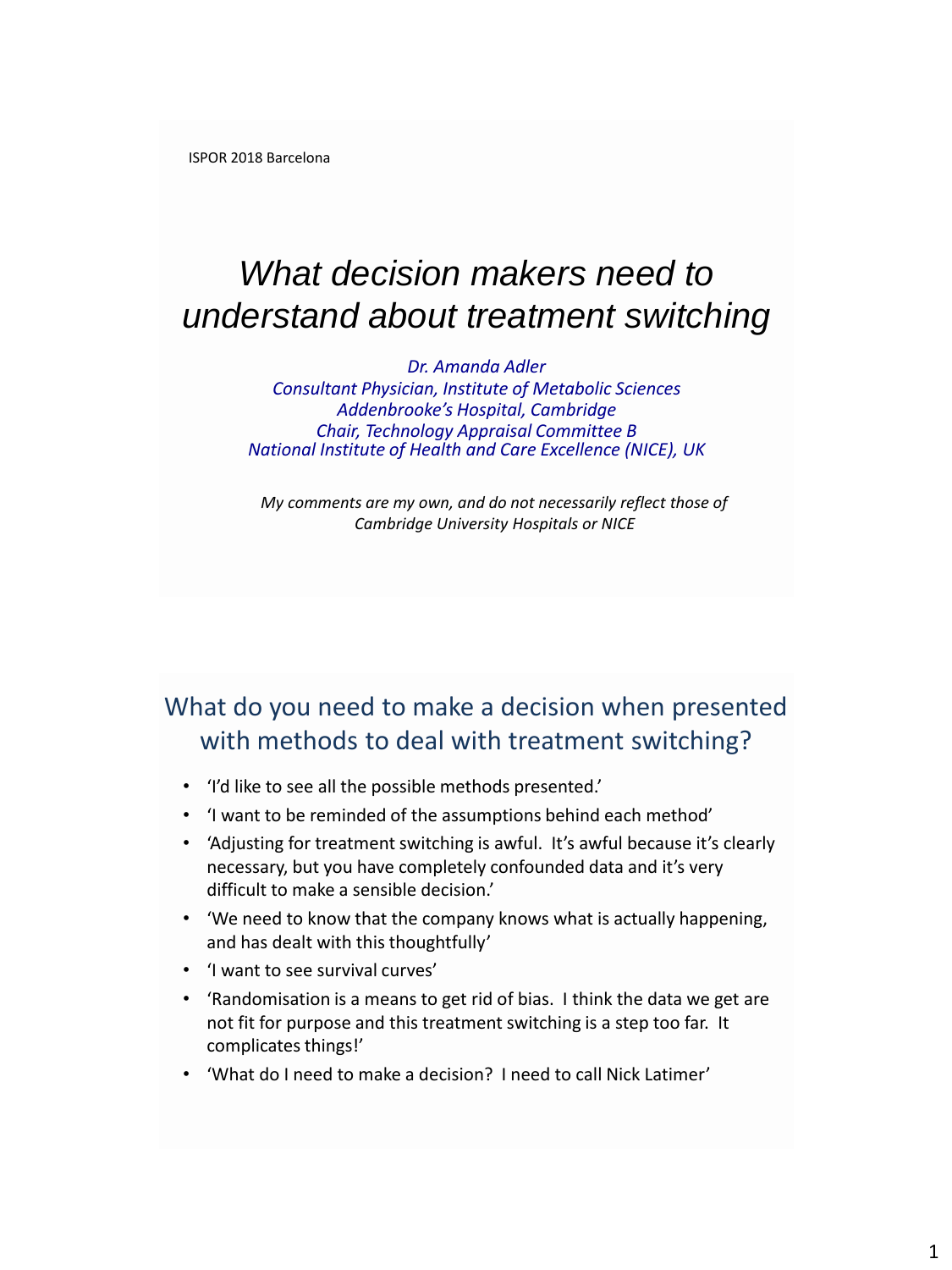ISPOR 2018 Barcelona

# *What decision makers need to understand about treatment switching*

*Dr. Amanda Adler*
*Consultant Physician, Institute of Metabolic Sciences*
*Addenbrooke's Hospital, Cambridge*
*Chair, Technology Appraisal Committee B*
*National Institute of Health and Care Excellence (NICE), UK*

*My comments are my own, and do not necessarily reflect those of Cambridge University Hospitals or NICE*

## What do you need to make a decision when presented with methods to deal with treatment switching?

- 'I'd like to see all the possible methods presented.'
- 'I want to be reminded of the assumptions behind each method'
- 'Adjusting for treatment switching is awful. It's awful because it's clearly necessary, but you have completely confounded data and it's very difficult to make a sensible decision.'
- 'We need to know that the company knows what is actually happening, and has dealt with this thoughtfully'
- 'I want to see survival curves'
- 'Randomisation is a means to get rid of bias. I think the data we get are not fit for purpose and this treatment switching is a step too far. It complicates things!'
- 'What do I need to make a decision? I need to call Nick Latimer'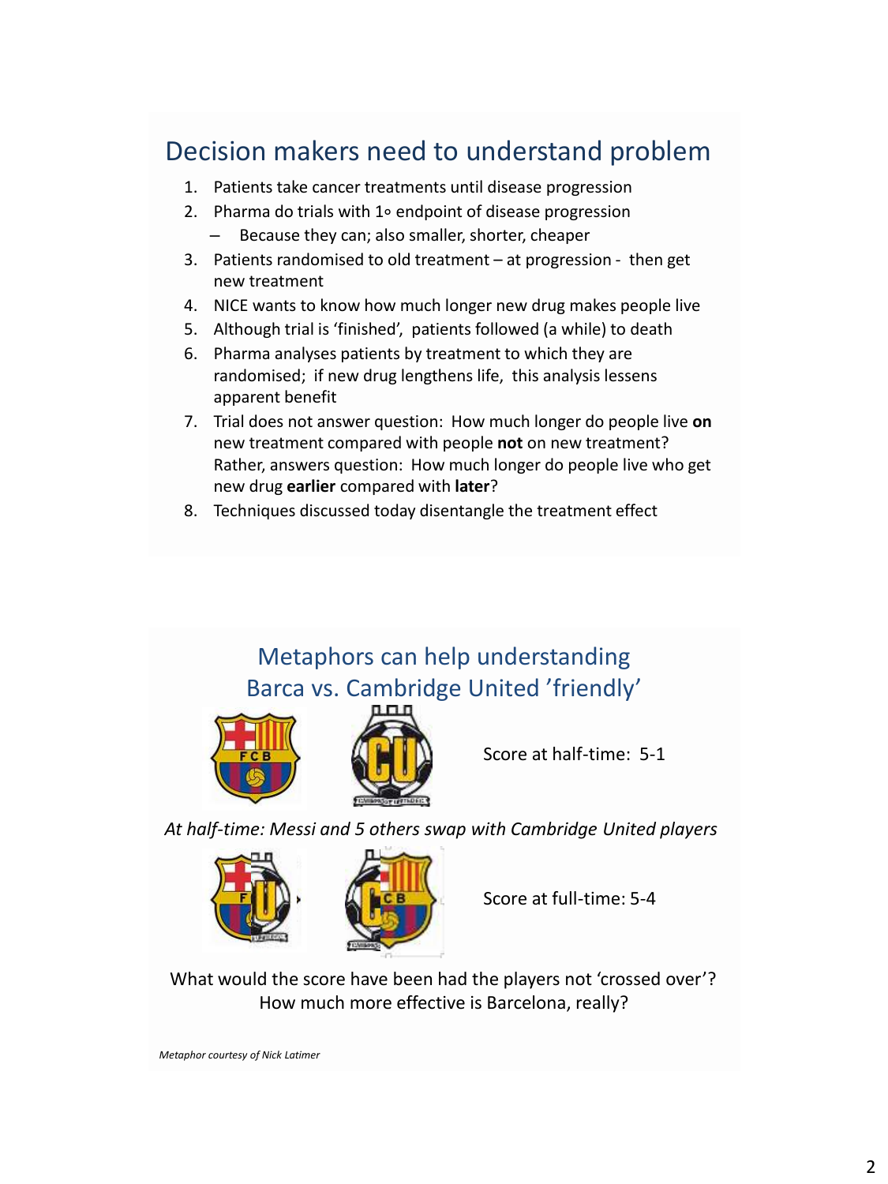## Decision makers need to understand problem

1. Patients take cancer treatments until disease progression
2. Pharma do trials with 1∘ endpoint of disease progression
   - Because they can; also smaller, shorter, cheaper
3. Patients randomised to old treatment – at progression - then get new treatment
4. NICE wants to know how much longer new drug makes people live
5. Although trial is 'finished', patients followed (a while) to death
6. Pharma analyses patients by treatment to which they are randomised; if new drug lengthens life, this analysis lessens apparent benefit
7. Trial does not answer question: How much longer do people live **on** new treatment compared with people **not** on new treatment? Rather, answers question: How much longer do people live who get new drug **earlier** compared with **later**?
8. Techniques discussed today disentangle the treatment effect

## Metaphors can help understanding
## Barca vs. Cambridge United 'friendly'

Score at half-time: 5-1

*At half-time: Messi and 5 others swap with Cambridge United players*

Score at full-time: 5-4

What would the score have been had the players not 'crossed over'?
How much more effective is Barcelona, really?

*Metaphor courtesy of Nick Latimer*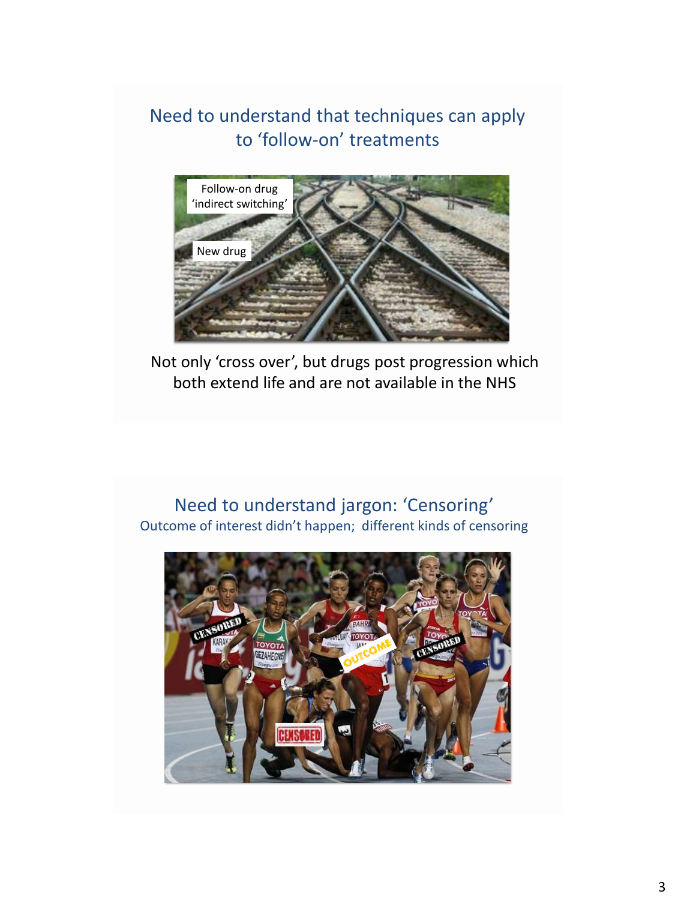## Need to understand that techniques can apply to 'follow-on' treatments

Not only 'cross over', but drugs post progression which both extend life and are not available in the NHS

## Need to understand jargon: 'Censoring'

Outcome of interest didn't happen; different kinds of censoring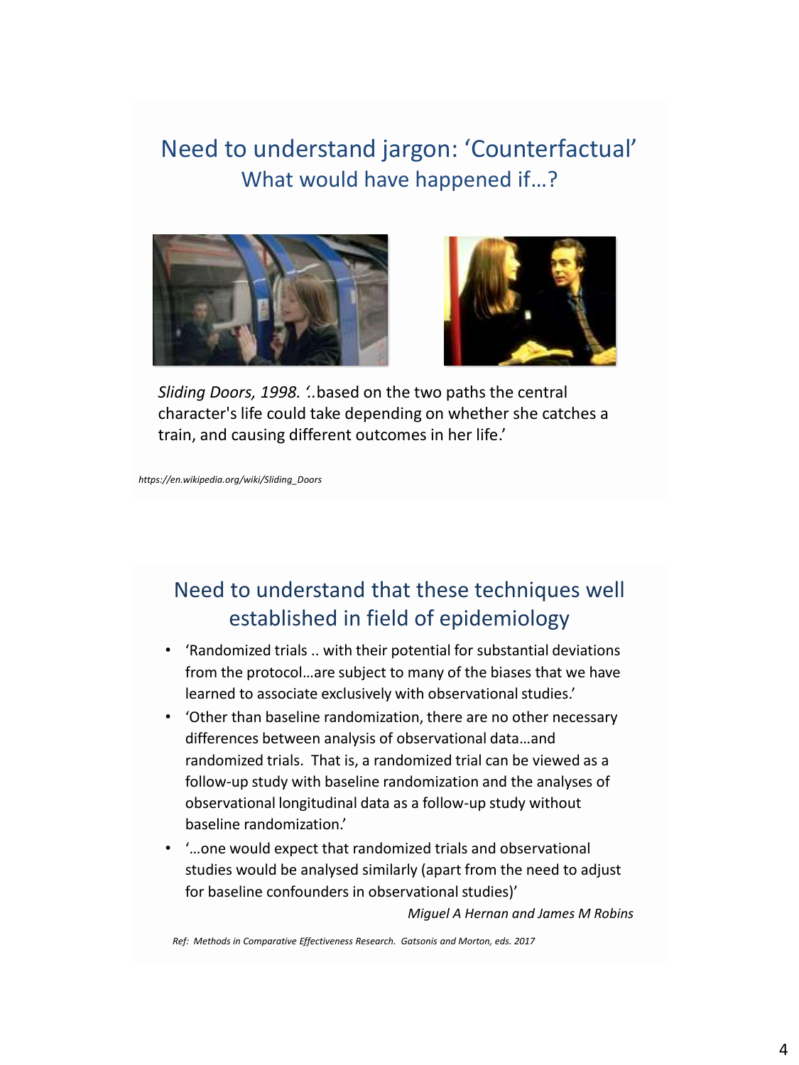## Need to understand jargon: 'Counterfactual'

### What would have happened if…?

*Sliding Doors, 1998.* '..based on the two paths the central character's life could take depending on whether she catches a train, and causing different outcomes in her life.'

*https://en.wikipedia.org/wiki/Sliding_Doors*

## Need to understand that these techniques well established in field of epidemiology

- 'Randomized trials .. with their potential for substantial deviations from the protocol…are subject to many of the biases that we have learned to associate exclusively with observational studies.'
- 'Other than baseline randomization, there are no other necessary differences between analysis of observational data…and randomized trials. That is, a randomized trial can be viewed as a follow-up study with baseline randomization and the analyses of observational longitudinal data as a follow-up study without baseline randomization.'
- '…one would expect that randomized trials and observational studies would be analysed similarly (apart from the need to adjust for baseline confounders in observational studies)'

*Miguel A Hernan and James M Robins*

*Ref: Methods in Comparative Effectiveness Research. Gatsonis and Morton, eds. 2017*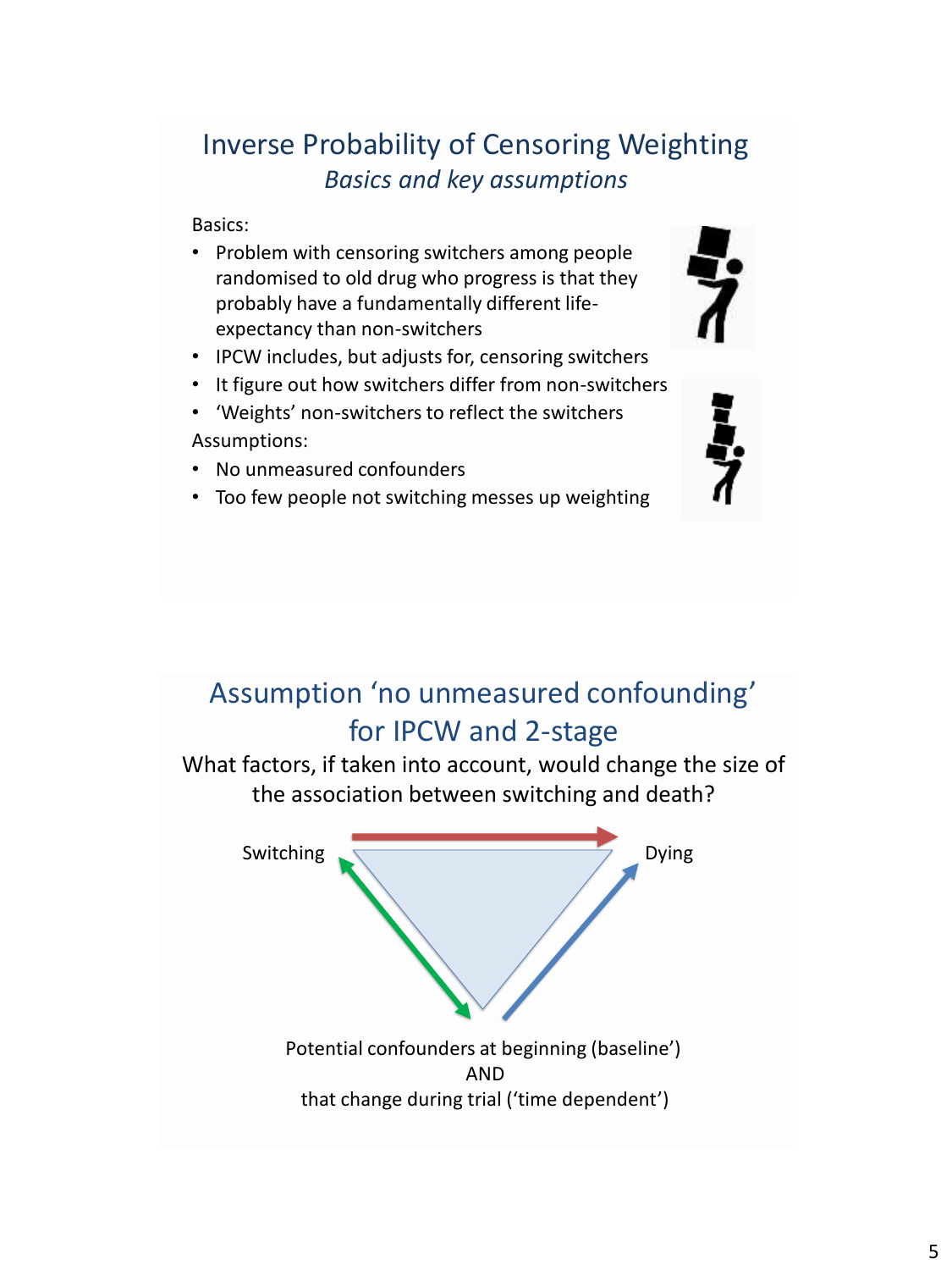## Inverse Probability of Censoring Weighting

### *Basics and key assumptions*

Basics:

- Problem with censoring switchers among people randomised to old drug who progress is that they probably have a fundamentally different life-expectancy than non-switchers
- IPCW includes, but adjusts for, censoring switchers
- It figure out how switchers differ from non-switchers
- 'Weights' non-switchers to reflect the switchers

Assumptions:

- No unmeasured confounders
- Too few people not switching messes up weighting

## Assumption 'no unmeasured confounding' for IPCW and 2-stage

What factors, if taken into account, would change the size of the association between switching and death?

Switching

Dying

Potential confounders at beginning (baseline')
AND
that change during trial ('time dependent')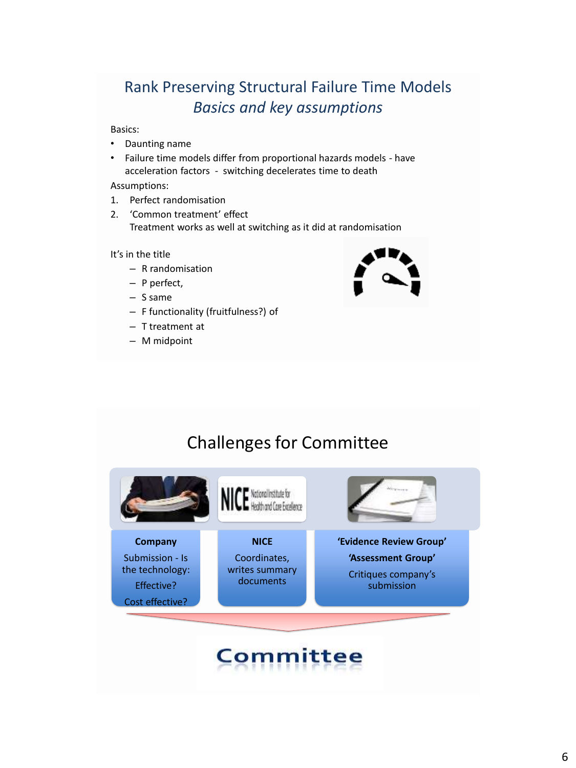# Rank Preserving Structural Failure Time Models

## *Basics and key assumptions*

Basics:

- Daunting name
- Failure time models differ from proportional hazards models - have acceleration factors - switching decelerates time to death

Assumptions:

1. Perfect randomisation
2. 'Common treatment' effect
   Treatment works as well at switching as it did at randomisation

It's in the title

- R randomisation
- P perfect,
- S same
- F functionality (fruitfulness?) of
- T treatment at
- M midpoint

# Challenges for Committee

**Company**

Submission - Is the technology:

Effective?

Cost effective?

**NICE**

Coordinates, writes summary documents

**'Evidence Review Group'**

**'Assessment Group'**

Critiques company's submission

**Committee**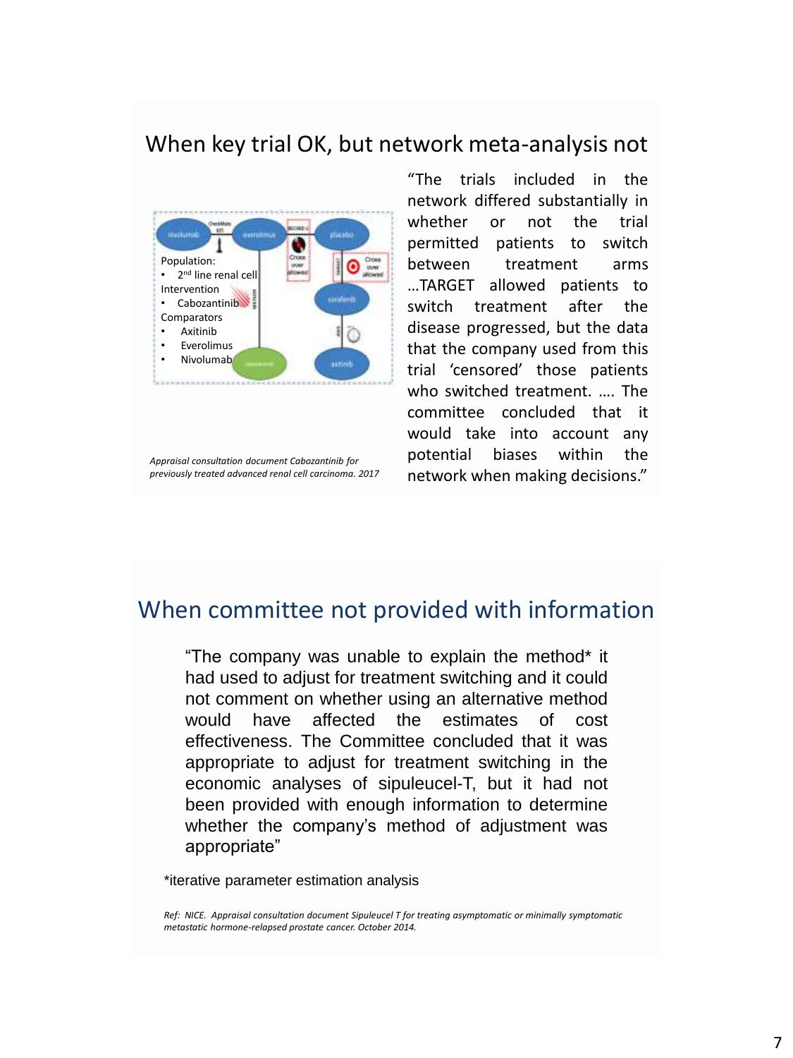## When key trial OK, but network meta-analysis not

Population:
- 2nd line renal cell

Intervention
- Cabozantinib

Comparators
- Axitinib
- Everolimus
- Nivolumab

*Appraisal consultation document Cabozantinib for previously treated advanced renal cell carcinoma. 2017*

"The trials included in the network differed substantially in whether or not the trial permitted patients to switch between treatment arms …TARGET allowed patients to switch treatment after the disease progressed, but the data that the company used from this trial 'censored' those patients who switched treatment. …. The committee concluded that it would take into account any potential biases within the network when making decisions."

## When committee not provided with information

"The company was unable to explain the method* it had used to adjust for treatment switching and it could not comment on whether using an alternative method would have affected the estimates of cost effectiveness. The Committee concluded that it was appropriate to adjust for treatment switching in the economic analyses of sipuleucel-T, but it had not been provided with enough information to determine whether the company's method of adjustment was appropriate"

*iterative parameter estimation analysis

*Ref: NICE. Appraisal consultation document Sipuleucel T for treating asymptomatic or minimally symptomatic metastatic hormone-relapsed prostate cancer. October 2014.*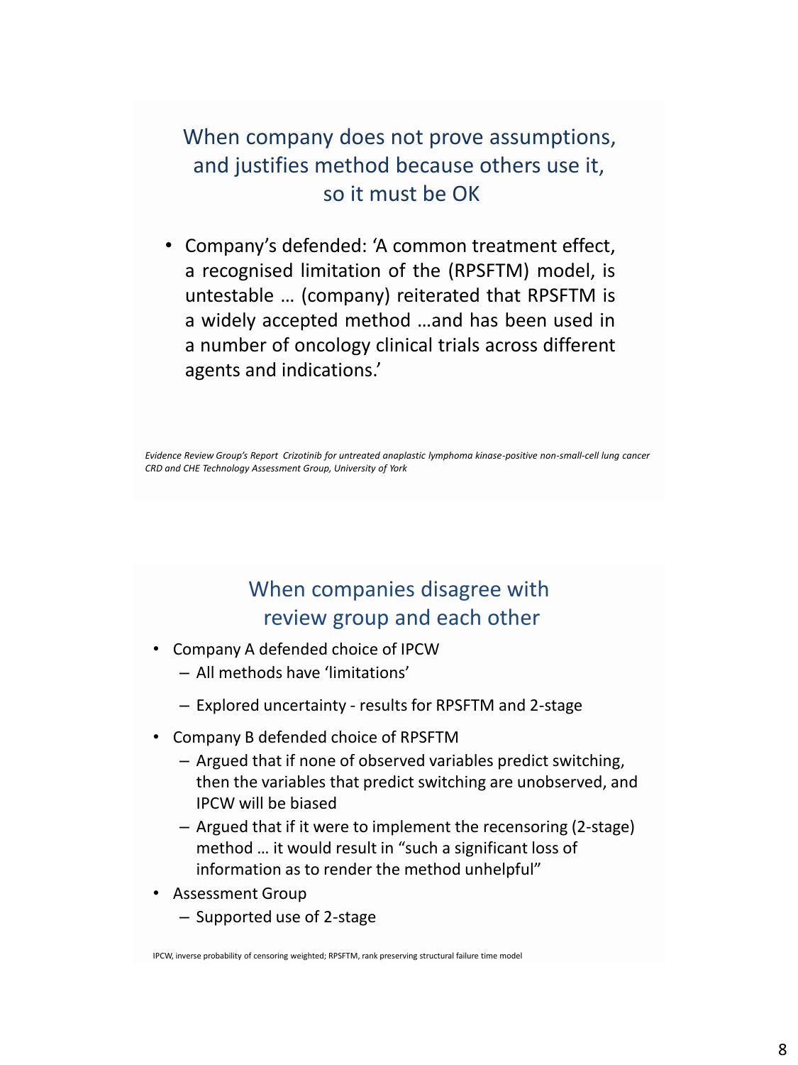## When company does not prove assumptions, and justifies method because others use it, so it must be OK

- Company's defended: 'A common treatment effect, a recognised limitation of the (RPSFTM) model, is untestable … (company) reiterated that RPSFTM is a widely accepted method …and has been used in a number of oncology clinical trials across different agents and indications.'

*Evidence Review Group's Report Crizotinib for untreated anaplastic lymphoma kinase-positive non-small-cell lung cancer CRD and CHE Technology Assessment Group, University of York*

## When companies disagree with review group and each other

- Company A defended choice of IPCW
  - All methods have 'limitations'
  - Explored uncertainty - results for RPSFTM and 2-stage
- Company B defended choice of RPSFTM
  - Argued that if none of observed variables predict switching, then the variables that predict switching are unobserved, and IPCW will be biased
  - Argued that if it were to implement the recensoring (2-stage) method … it would result in "such a significant loss of information as to render the method unhelpful"
- Assessment Group
  - Supported use of 2-stage

IPCW, inverse probability of censoring weighted; RPSFTM, rank preserving structural failure time model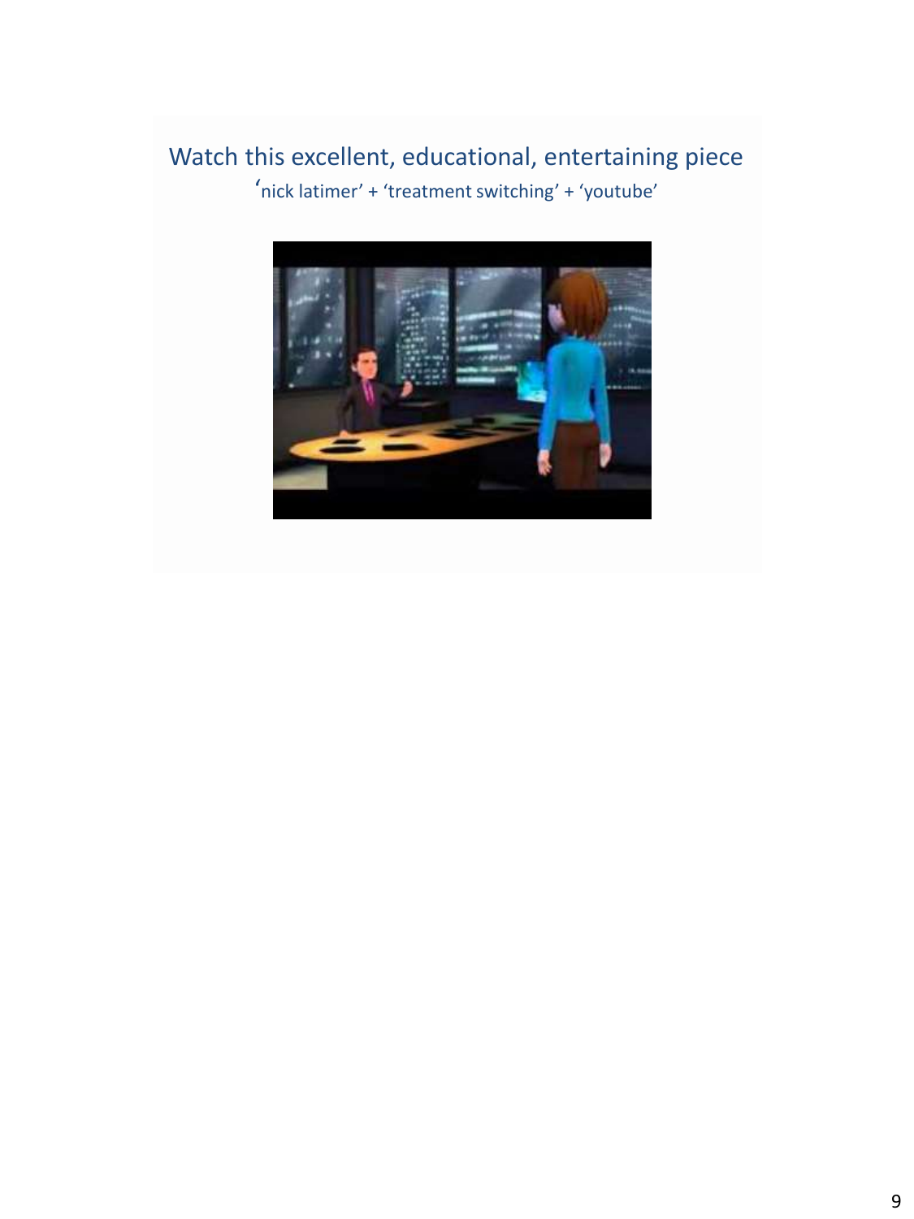# Watch this excellent, educational, entertaining piece

‘nick latimer’ + ‘treatment switching’ + ‘youtube’